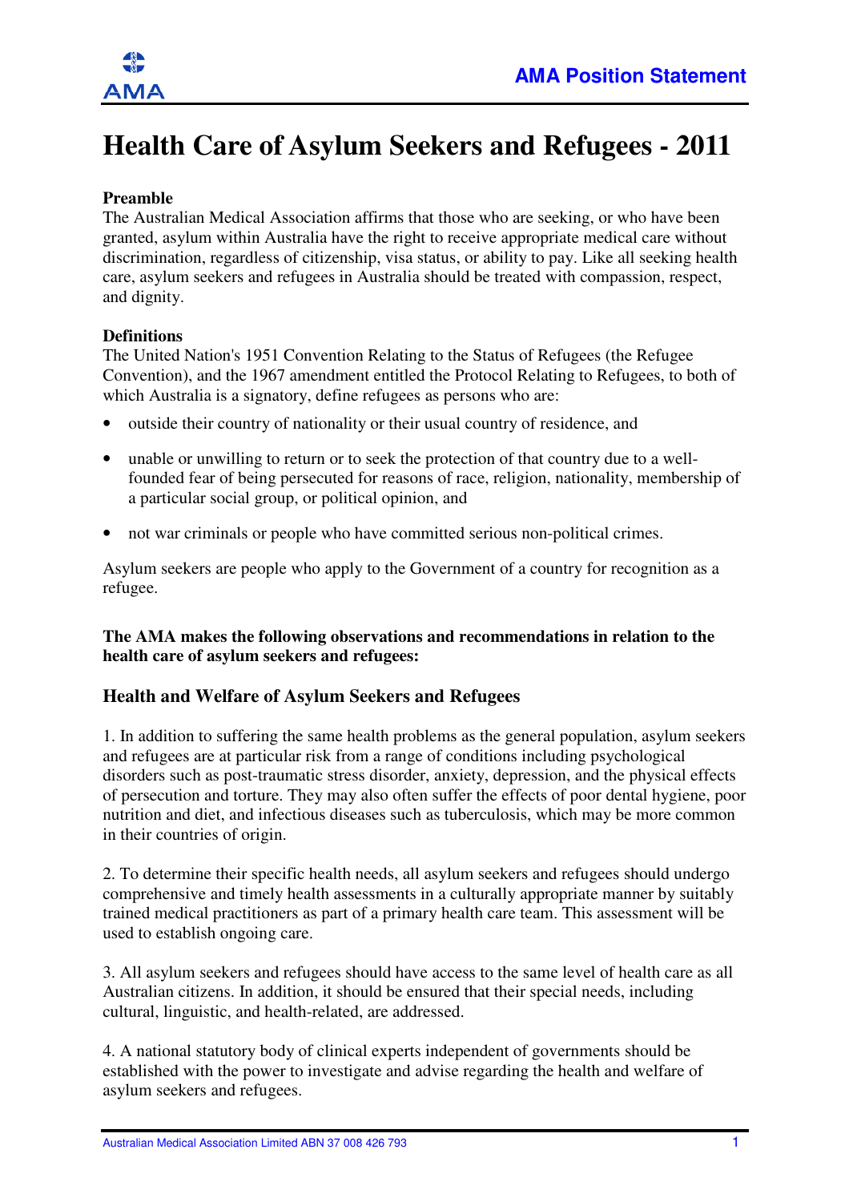AMA Position Statement

# Health Care of Asylum Seekers and Refugees - 2011

**Preamble**

The Australian Medical Association affirms that those who are seeking, or who have been granted, asylum within Australia have the right to receive appropriate medical care without discrimination, regardless of citizenship, visa status, or ability to pay. Like all seeking health care, asylum seekers and refugees in Australia should be treated with compassion, respect, and dignity.

**Definitions**

The United Nation's 1951 Convention Relating to the Status of Refugees (the Refugee Convention), and the 1967 amendment entitled the Protocol Relating to Refugees, to both of which Australia is a signatory, define refugees as persons who are:

- outside their country of nationality or their usual country of residence, and
- unable or unwilling to return or to seek the protection of that country due to a well-founded fear of being persecuted for reasons of race, religion, nationality, membership of a particular social group, or political opinion, and
- not war criminals or people who have committed serious non-political crimes.

Asylum seekers are people who apply to the Government of a country for recognition as a refugee.

**The AMA makes the following observations and recommendations in relation to the health care of asylum seekers and refugees:**

## Health and Welfare of Asylum Seekers and Refugees

1. In addition to suffering the same health problems as the general population, asylum seekers and refugees are at particular risk from a range of conditions including psychological disorders such as post-traumatic stress disorder, anxiety, depression, and the physical effects of persecution and torture. They may also often suffer the effects of poor dental hygiene, poor nutrition and diet, and infectious diseases such as tuberculosis, which may be more common in their countries of origin.

2. To determine their specific health needs, all asylum seekers and refugees should undergo comprehensive and timely health assessments in a culturally appropriate manner by suitably trained medical practitioners as part of a primary health care team. This assessment will be used to establish ongoing care.

3. All asylum seekers and refugees should have access to the same level of health care as all Australian citizens. In addition, it should be ensured that their special needs, including cultural, linguistic, and health-related, are addressed.

4. A national statutory body of clinical experts independent of governments should be established with the power to investigate and advise regarding the health and welfare of asylum seekers and refugees.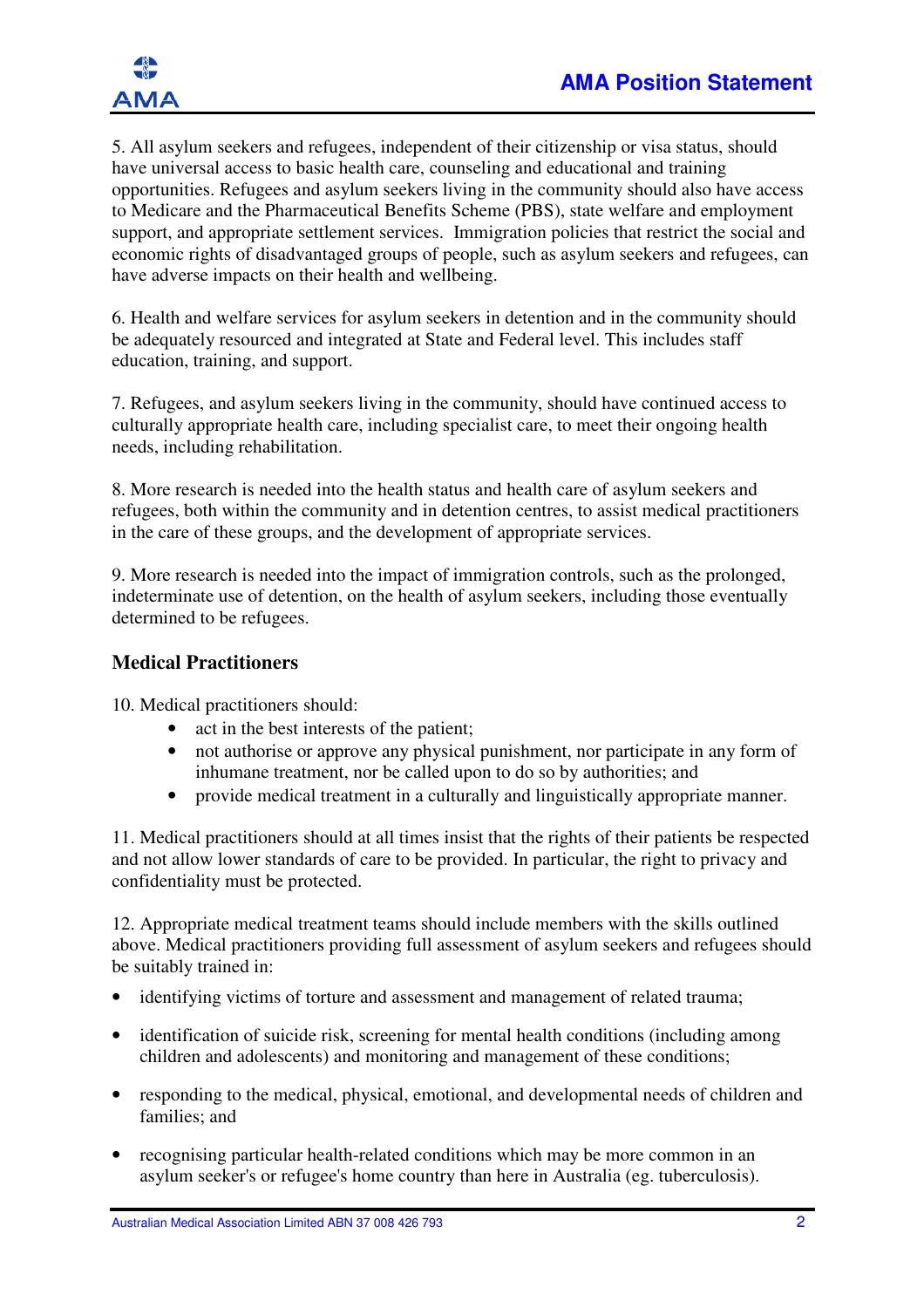5. All asylum seekers and refugees, independent of their citizenship or visa status, should have universal access to basic health care, counseling and educational and training opportunities. Refugees and asylum seekers living in the community should also have access to Medicare and the Pharmaceutical Benefits Scheme (PBS), state welfare and employment support, and appropriate settlement services. Immigration policies that restrict the social and economic rights of disadvantaged groups of people, such as asylum seekers and refugees, can have adverse impacts on their health and wellbeing.

6. Health and welfare services for asylum seekers in detention and in the community should be adequately resourced and integrated at State and Federal level. This includes staff education, training, and support.

7. Refugees, and asylum seekers living in the community, should have continued access to culturally appropriate health care, including specialist care, to meet their ongoing health needs, including rehabilitation.

8. More research is needed into the health status and health care of asylum seekers and refugees, both within the community and in detention centres, to assist medical practitioners in the care of these groups, and the development of appropriate services.

9. More research is needed into the impact of immigration controls, such as the prolonged, indeterminate use of detention, on the health of asylum seekers, including those eventually determined to be refugees.

## Medical Practitioners

10. Medical practitioners should:

- act in the best interests of the patient;
- not authorise or approve any physical punishment, nor participate in any form of inhumane treatment, nor be called upon to do so by authorities; and
- provide medical treatment in a culturally and linguistically appropriate manner.

11. Medical practitioners should at all times insist that the rights of their patients be respected and not allow lower standards of care to be provided. In particular, the right to privacy and confidentiality must be protected.

12. Appropriate medical treatment teams should include members with the skills outlined above. Medical practitioners providing full assessment of asylum seekers and refugees should be suitably trained in:

- identifying victims of torture and assessment and management of related trauma;
- identification of suicide risk, screening for mental health conditions (including among children and adolescents) and monitoring and management of these conditions;
- responding to the medical, physical, emotional, and developmental needs of children and families; and
- recognising particular health-related conditions which may be more common in an asylum seeker's or refugee's home country than here in Australia (eg. tuberculosis).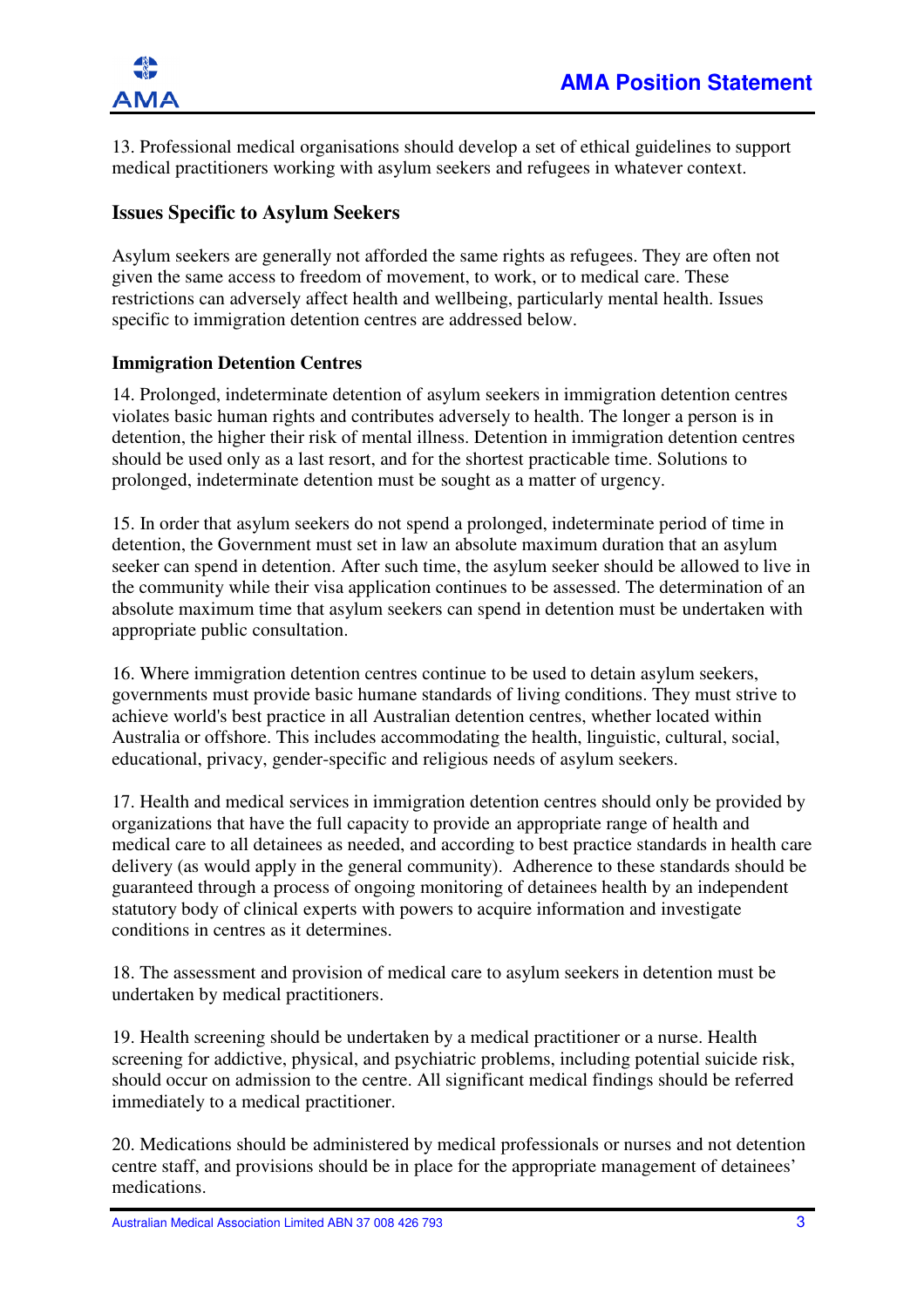13. Professional medical organisations should develop a set of ethical guidelines to support medical practitioners working with asylum seekers and refugees in whatever context.

## Issues Specific to Asylum Seekers

Asylum seekers are generally not afforded the same rights as refugees. They are often not given the same access to freedom of movement, to work, or to medical care. These restrictions can adversely affect health and wellbeing, particularly mental health. Issues specific to immigration detention centres are addressed below.

### Immigration Detention Centres

14. Prolonged, indeterminate detention of asylum seekers in immigration detention centres violates basic human rights and contributes adversely to health. The longer a person is in detention, the higher their risk of mental illness. Detention in immigration detention centres should be used only as a last resort, and for the shortest practicable time. Solutions to prolonged, indeterminate detention must be sought as a matter of urgency.

15. In order that asylum seekers do not spend a prolonged, indeterminate period of time in detention, the Government must set in law an absolute maximum duration that an asylum seeker can spend in detention. After such time, the asylum seeker should be allowed to live in the community while their visa application continues to be assessed. The determination of an absolute maximum time that asylum seekers can spend in detention must be undertaken with appropriate public consultation.

16. Where immigration detention centres continue to be used to detain asylum seekers, governments must provide basic humane standards of living conditions. They must strive to achieve world's best practice in all Australian detention centres, whether located within Australia or offshore. This includes accommodating the health, linguistic, cultural, social, educational, privacy, gender-specific and religious needs of asylum seekers.

17. Health and medical services in immigration detention centres should only be provided by organizations that have the full capacity to provide an appropriate range of health and medical care to all detainees as needed, and according to best practice standards in health care delivery (as would apply in the general community). Adherence to these standards should be guaranteed through a process of ongoing monitoring of detainees health by an independent statutory body of clinical experts with powers to acquire information and investigate conditions in centres as it determines.

18. The assessment and provision of medical care to asylum seekers in detention must be undertaken by medical practitioners.

19. Health screening should be undertaken by a medical practitioner or a nurse. Health screening for addictive, physical, and psychiatric problems, including potential suicide risk, should occur on admission to the centre. All significant medical findings should be referred immediately to a medical practitioner.

20. Medications should be administered by medical professionals or nurses and not detention centre staff, and provisions should be in place for the appropriate management of detainees' medications.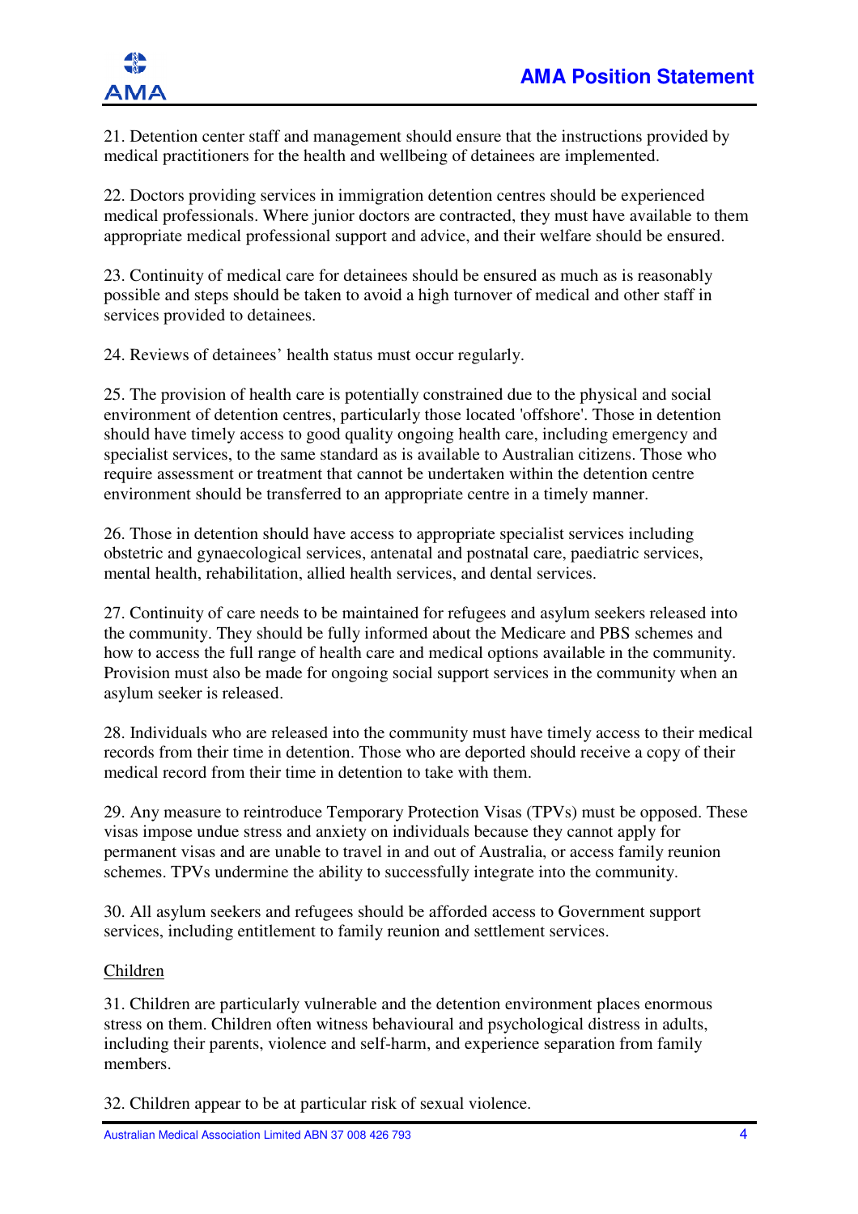21. Detention center staff and management should ensure that the instructions provided by medical practitioners for the health and wellbeing of detainees are implemented.

22. Doctors providing services in immigration detention centres should be experienced medical professionals. Where junior doctors are contracted, they must have available to them appropriate medical professional support and advice, and their welfare should be ensured.

23. Continuity of medical care for detainees should be ensured as much as is reasonably possible and steps should be taken to avoid a high turnover of medical and other staff in services provided to detainees.

24. Reviews of detainees' health status must occur regularly.

25. The provision of health care is potentially constrained due to the physical and social environment of detention centres, particularly those located 'offshore'. Those in detention should have timely access to good quality ongoing health care, including emergency and specialist services, to the same standard as is available to Australian citizens. Those who require assessment or treatment that cannot be undertaken within the detention centre environment should be transferred to an appropriate centre in a timely manner.

26. Those in detention should have access to appropriate specialist services including obstetric and gynaecological services, antenatal and postnatal care, paediatric services, mental health, rehabilitation, allied health services, and dental services.

27. Continuity of care needs to be maintained for refugees and asylum seekers released into the community. They should be fully informed about the Medicare and PBS schemes and how to access the full range of health care and medical options available in the community. Provision must also be made for ongoing social support services in the community when an asylum seeker is released.

28. Individuals who are released into the community must have timely access to their medical records from their time in detention. Those who are deported should receive a copy of their medical record from their time in detention to take with them.

29. Any measure to reintroduce Temporary Protection Visas (TPVs) must be opposed. These visas impose undue stress and anxiety on individuals because they cannot apply for permanent visas and are unable to travel in and out of Australia, or access family reunion schemes. TPVs undermine the ability to successfully integrate into the community.

30. All asylum seekers and refugees should be afforded access to Government support services, including entitlement to family reunion and settlement services.

## Children

31. Children are particularly vulnerable and the detention environment places enormous stress on them. Children often witness behavioural and psychological distress in adults, including their parents, violence and self-harm, and experience separation from family members.

32. Children appear to be at particular risk of sexual violence.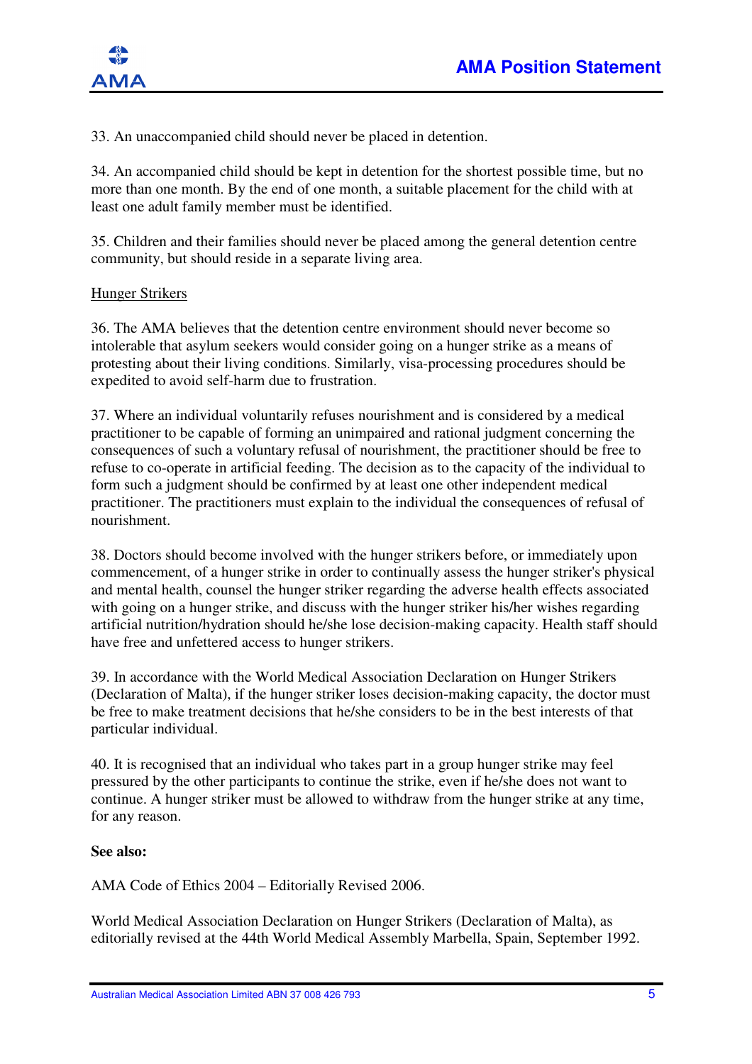33. An unaccompanied child should never be placed in detention.

34. An accompanied child should be kept in detention for the shortest possible time, but no more than one month. By the end of one month, a suitable placement for the child with at least one adult family member must be identified.

35. Children and their families should never be placed among the general detention centre community, but should reside in a separate living area.

Hunger Strikers

36. The AMA believes that the detention centre environment should never become so intolerable that asylum seekers would consider going on a hunger strike as a means of protesting about their living conditions. Similarly, visa-processing procedures should be expedited to avoid self-harm due to frustration.

37. Where an individual voluntarily refuses nourishment and is considered by a medical practitioner to be capable of forming an unimpaired and rational judgment concerning the consequences of such a voluntary refusal of nourishment, the practitioner should be free to refuse to co-operate in artificial feeding. The decision as to the capacity of the individual to form such a judgment should be confirmed by at least one other independent medical practitioner. The practitioners must explain to the individual the consequences of refusal of nourishment.

38. Doctors should become involved with the hunger strikers before, or immediately upon commencement, of a hunger strike in order to continually assess the hunger striker's physical and mental health, counsel the hunger striker regarding the adverse health effects associated with going on a hunger strike, and discuss with the hunger striker his/her wishes regarding artificial nutrition/hydration should he/she lose decision-making capacity. Health staff should have free and unfettered access to hunger strikers.

39. In accordance with the World Medical Association Declaration on Hunger Strikers (Declaration of Malta), if the hunger striker loses decision-making capacity, the doctor must be free to make treatment decisions that he/she considers to be in the best interests of that particular individual.

40. It is recognised that an individual who takes part in a group hunger strike may feel pressured by the other participants to continue the strike, even if he/she does not want to continue. A hunger striker must be allowed to withdraw from the hunger strike at any time, for any reason.

**See also:**

AMA Code of Ethics 2004 – Editorially Revised 2006.

World Medical Association Declaration on Hunger Strikers (Declaration of Malta), as editorially revised at the 44th World Medical Assembly Marbella, Spain, September 1992.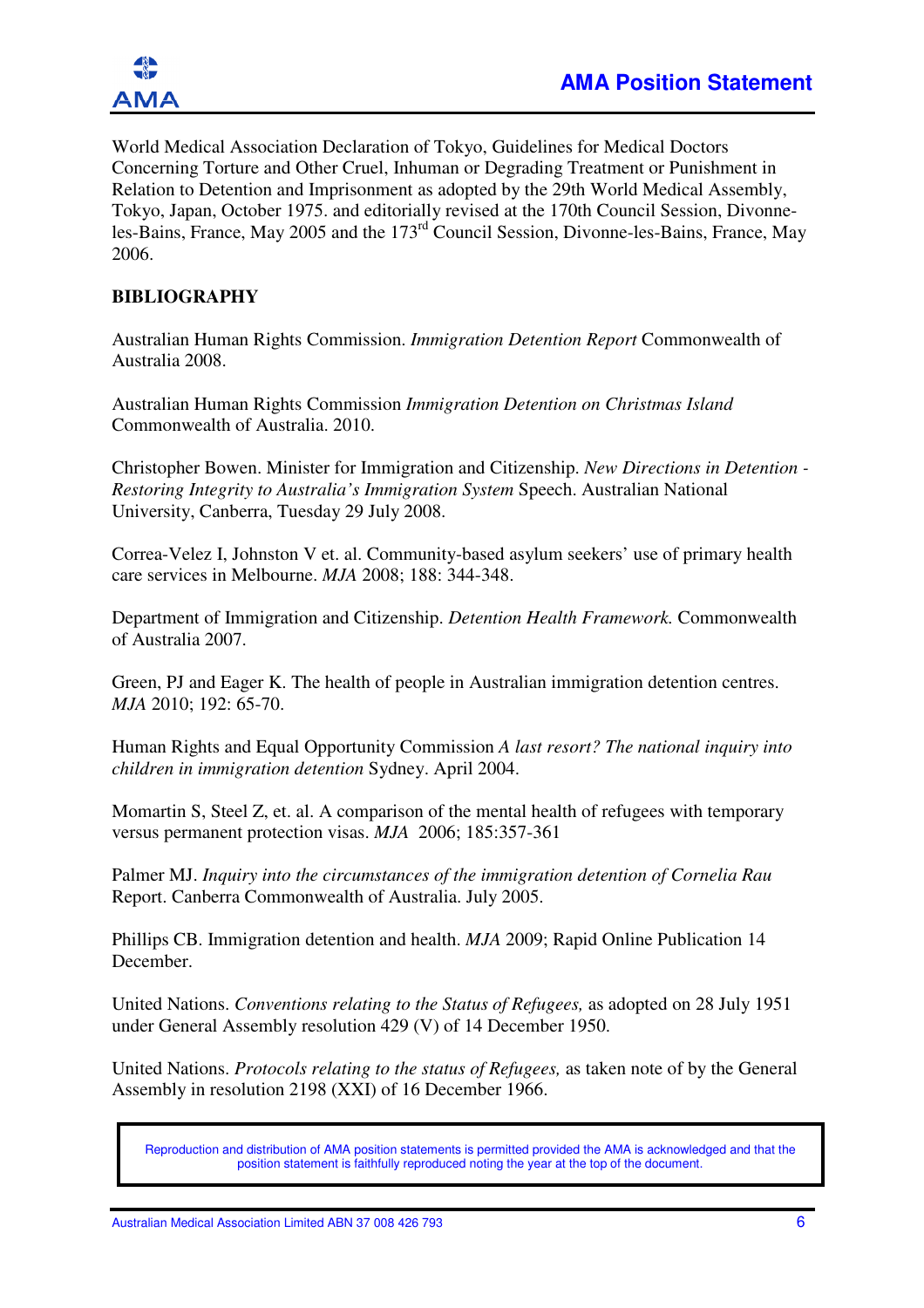World Medical Association Declaration of Tokyo, Guidelines for Medical Doctors Concerning Torture and Other Cruel, Inhuman or Degrading Treatment or Punishment in Relation to Detention and Imprisonment as adopted by the 29th World Medical Assembly, Tokyo, Japan, October 1975. and editorially revised at the 170th Council Session, Divonne-les-Bains, France, May 2005 and the 173rd Council Session, Divonne-les-Bains, France, May 2006.

## BIBLIOGRAPHY

Australian Human Rights Commission. *Immigration Detention Report* Commonwealth of Australia 2008.

Australian Human Rights Commission *Immigration Detention on Christmas Island* Commonwealth of Australia. 2010.

Christopher Bowen. Minister for Immigration and Citizenship. *New Directions in Detention - Restoring Integrity to Australia's Immigration System* Speech. Australian National University, Canberra, Tuesday 29 July 2008.

Correa-Velez I, Johnston V et. al. Community-based asylum seekers' use of primary health care services in Melbourne. *MJA* 2008; 188: 344-348.

Department of Immigration and Citizenship. *Detention Health Framework.* Commonwealth of Australia 2007.

Green, PJ and Eager K. The health of people in Australian immigration detention centres. *MJA* 2010; 192: 65-70.

Human Rights and Equal Opportunity Commission *A last resort? The national inquiry into children in immigration detention* Sydney. April 2004.

Momartin S, Steel Z, et. al. A comparison of the mental health of refugees with temporary versus permanent protection visas. *MJA* 2006; 185:357-361

Palmer MJ. *Inquiry into the circumstances of the immigration detention of Cornelia Rau* Report. Canberra Commonwealth of Australia. July 2005.

Phillips CB. Immigration detention and health. *MJA* 2009; Rapid Online Publication 14 December.

United Nations. *Conventions relating to the Status of Refugees,* as adopted on 28 July 1951 under General Assembly resolution 429 (V) of 14 December 1950.

United Nations. *Protocols relating to the status of Refugees,* as taken note of by the General Assembly in resolution 2198 (XXI) of 16 December 1966.

Reproduction and distribution of AMA position statements is permitted provided the AMA is acknowledged and that the position statement is faithfully reproduced noting the year at the top of the document.